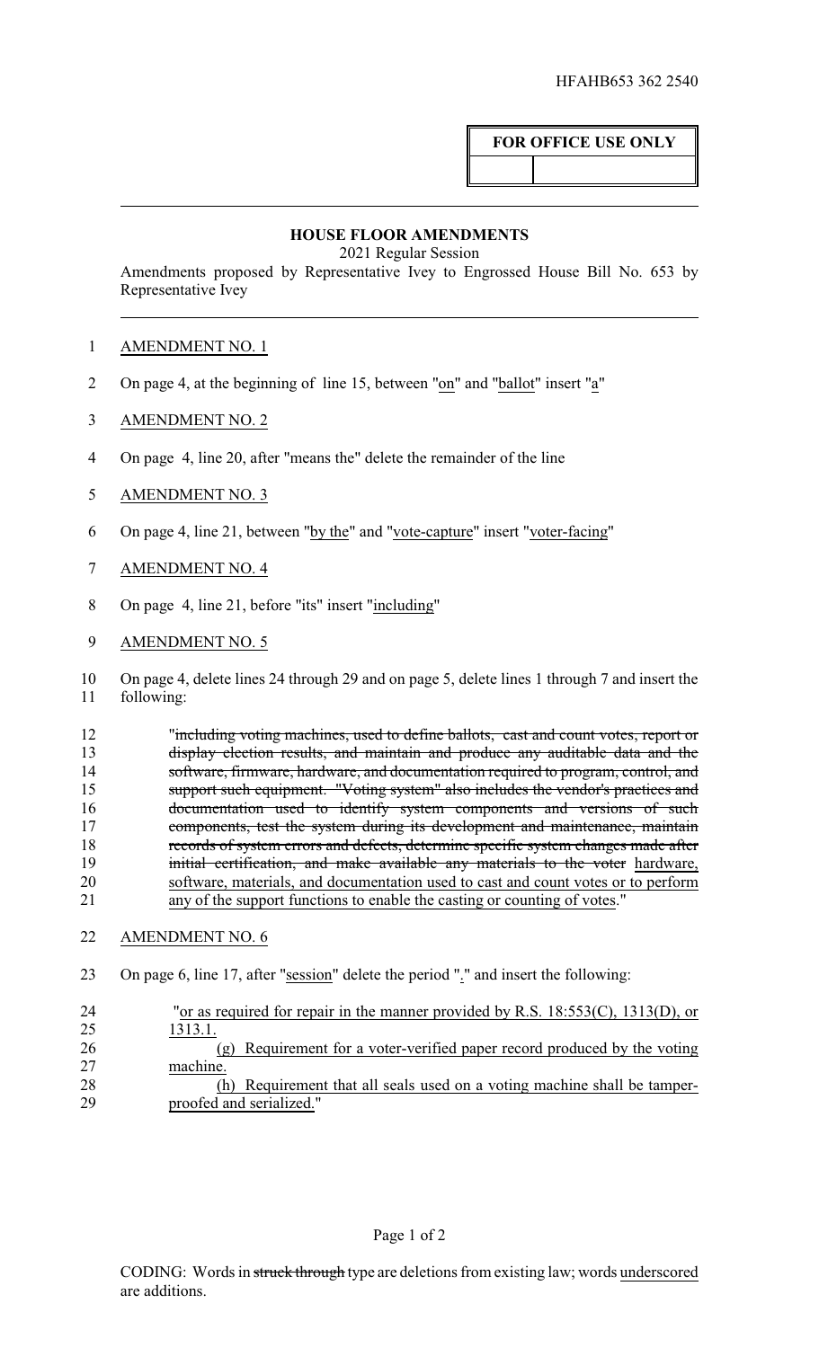HFAHB653 362 2540

**FOR OFFICE USE ONLY**

## HOUSE FLOOR AMENDMENTS

2021 Regular Session

Amendments proposed by Representative Ivey to Engrossed House Bill No. 653 by Representative Ivey

1 AMENDMENT NO. 1

2 On page 4, at the beginning of line 15, between "on" and "ballot" insert "a"

3 AMENDMENT NO. 2

4 On page 4, line 20, after "means the" delete the remainder of the line

5 AMENDMENT NO. 3

6 On page 4, line 21, between "by the" and "vote-capture" insert "voter-facing"

7 AMENDMENT NO. 4

8 On page 4, line 21, before "its" insert "including"

9 AMENDMENT NO. 5

10 On page 4, delete lines 24 through 29 and on page 5, delete lines 1 through 7 and insert the
11 following:

12 "~~including voting machines, used to define ballots, cast and count votes, report or~~
13 ~~display election results, and maintain and produce any auditable data and the~~
14 ~~software, firmware, hardware, and documentation required to program, control, and~~
15 ~~support such equipment. "Voting system" also includes the vendor's practices and~~
16 ~~documentation used to identify system components and versions of such~~
17 ~~components, test the system during its development and maintenance, maintain~~
18 ~~records of system errors and defects, determine specific system changes made after~~
19 ~~initial certification, and make available any materials to the voter~~ hardware,
20 software, materials, and documentation used to cast and count votes or to perform
21 any of the support functions to enable the casting or counting of votes."

22 AMENDMENT NO. 6

23 On page 6, line 17, after "session" delete the period "." and insert the following:

24 "or as required for repair in the manner provided by R.S. 18:553(C), 1313(D), or
25 1313.1.
26 (g) Requirement for a voter-verified paper record produced by the voting
27 machine.
28 (h) Requirement that all seals used on a voting machine shall be tamper-
29 proofed and serialized."

CODING: Words in ~~struck through~~ type are deletions from existing law; words underscored are additions.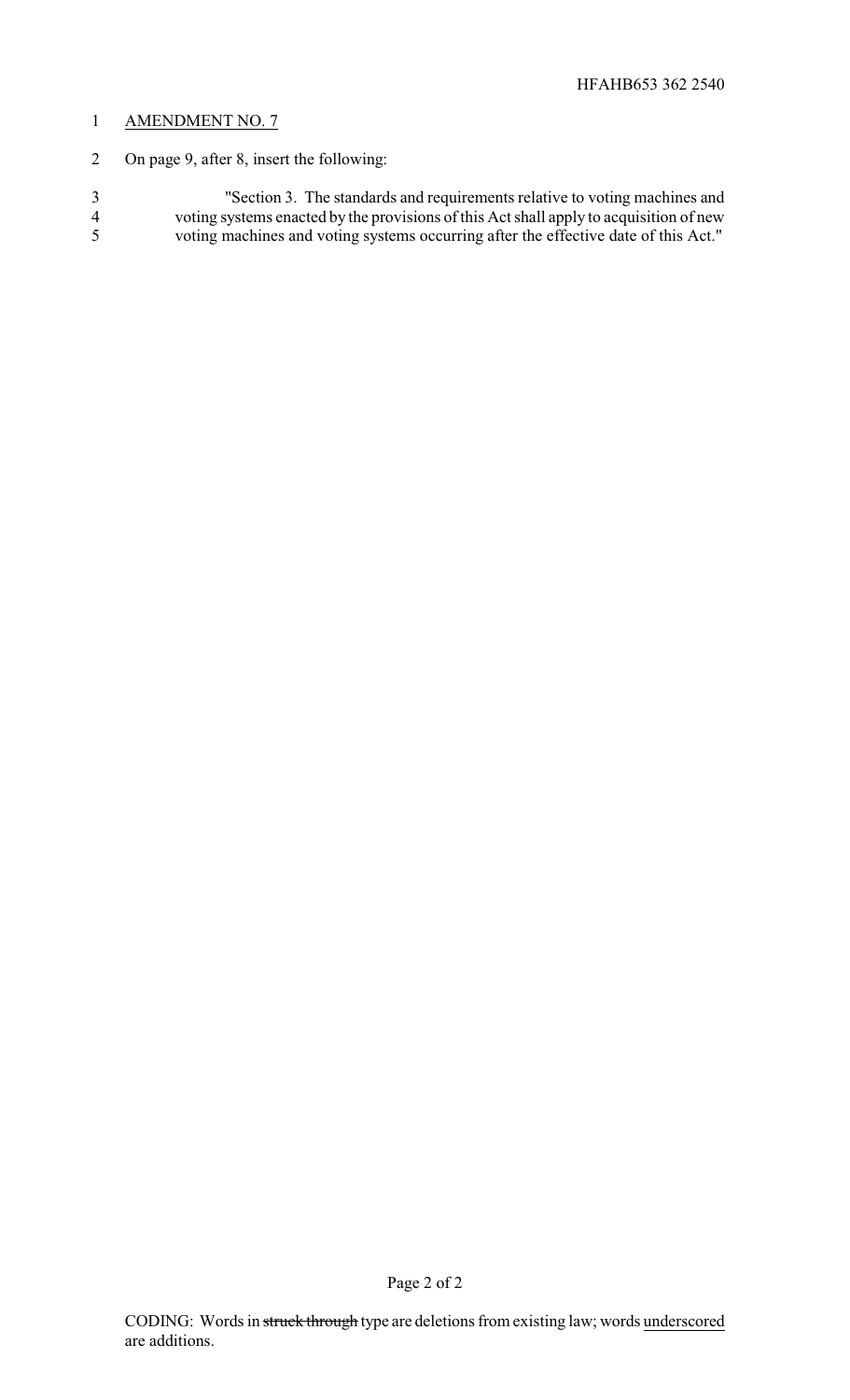1 AMENDMENT NO. 7

2 On page 9, after 8, insert the following:

3 "Section 3. The standards and requirements relative to voting machines and
4 voting systems enacted by the provisions of this Act shall apply to acquisition of new
5 voting machines and voting systems occurring after the effective date of this Act."

CODING: Words in ~~struck through~~ type are deletions from existing law; words underscored are additions.